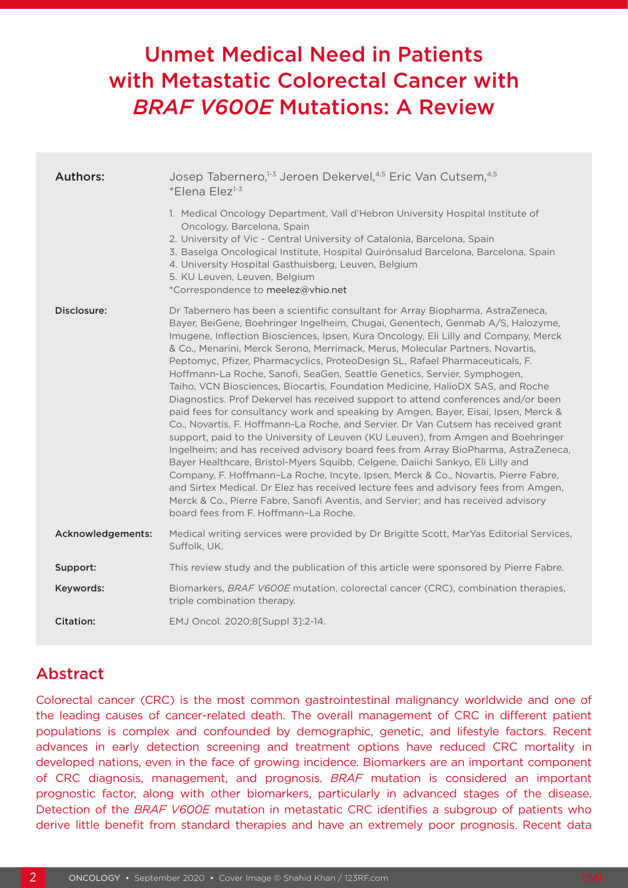# Unmet Medical Need in Patients with Metastatic Colorectal Cancer with *BRAF V600E* Mutations: A Review

**Authors:** Josep Tabernero,[1-3] Jeroen Dekervel,[4,5] Eric Van Cutsem,[4,5] *Elena Elez[1-3]

1. Medical Oncology Department, Vall d'Hebron University Hospital Institute of Oncology, Barcelona, Spain
2. University of Vic - Central University of Catalonia, Barcelona, Spain
3. Baselga Oncological Institute, Hospital Quirónsalud Barcelona, Barcelona, Spain
4. University Hospital Gasthuisberg, Leuven, Belgium
5. KU Leuven, Leuven, Belgium

*Correspondence to meelez@vhio.net

**Disclosure:** Dr Tabernero has been a scientific consultant for Array Biopharma, AstraZeneca, Bayer, BeiGene, Boehringer Ingelheim, Chugai, Genentech, Genmab A/S, Halozyme, Imugene, Inflection Biosciences, Ipsen, Kura Oncology, Eli Lilly and Company, Merck & Co., Menarini, Merck Serono, Merrimack, Merus, Molecular Partners, Novartis, Peptomyc, Pfizer, Pharmacyclics, ProteoDesign SL, Rafael Pharmaceuticals, F. Hoffmann-La Roche, Sanofi, SeaGen, Seattle Genetics, Servier, Symphogen, Taiho, VCN Biosciences, Biocartis, Foundation Medicine, HalioDX SAS, and Roche Diagnostics. Prof Dekervel has received support to attend conferences and/or been paid fees for consultancy work and speaking by Amgen, Bayer, Eisai, Ipsen, Merck & Co., Novartis, F. Hoffmann-La Roche, and Servier. Dr Van Cutsem has received grant support, paid to the University of Leuven (KU Leuven), from Amgen and Boehringer Ingelheim; and has received advisory board fees from Array BioPharma, AstraZeneca, Bayer Healthcare, Bristol-Myers Squibb, Celgene, Daiichi Sankyo, Eli Lilly and Company, F. Hoffmann–La Roche, Incyte, Ipsen, Merck & Co., Novartis, Pierre Fabre, and Sirtex Medical. Dr Elez has received lecture fees and advisory fees from Amgen, Merck & Co., Pierre Fabre, Sanofi Aventis, and Servier; and has received advisory board fees from F. Hoffmann–La Roche.

**Acknowledgements:** Medical writing services were provided by Dr Brigitte Scott, MarYas Editorial Services, Suffolk, UK.

**Support:** This review study and the publication of this article were sponsored by Pierre Fabre.

**Keywords:** Biomarkers, *BRAF V600E* mutation, colorectal cancer (CRC), combination therapies, triple combination therapy.

**Citation:** EMJ Oncol. 2020;8[Suppl 3]:2-14.

## Abstract

Colorectal cancer (CRC) is the most common gastrointestinal malignancy worldwide and one of the leading causes of cancer-related death. The overall management of CRC in different patient populations is complex and confounded by demographic, genetic, and lifestyle factors. Recent advances in early detection screening and treatment options have reduced CRC mortality in developed nations, even in the face of growing incidence. Biomarkers are an important component of CRC diagnosis, management, and prognosis. *BRAF* mutation is considered an important prognostic factor, along with other biomarkers, particularly in advanced stages of the disease. Detection of the *BRAF V600E* mutation in metastatic CRC identifies a subgroup of patients who derive little benefit from standard therapies and have an extremely poor prognosis. Recent data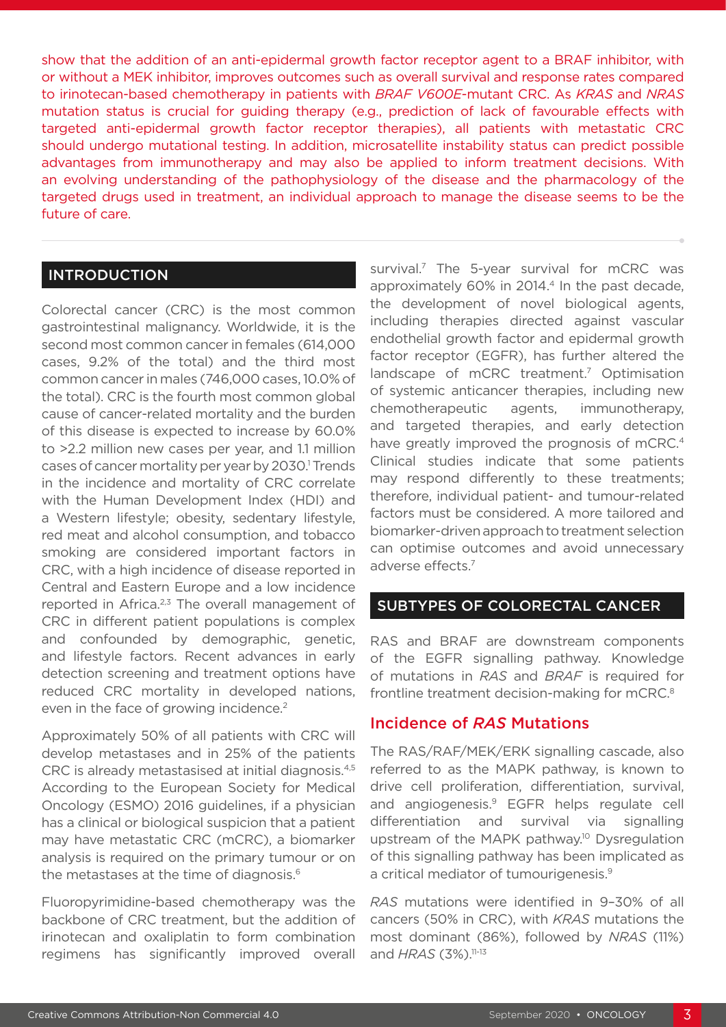show that the addition of an anti-epidermal growth factor receptor agent to a BRAF inhibitor, with or without a MEK inhibitor, improves outcomes such as overall survival and response rates compared to irinotecan-based chemotherapy in patients with *BRAF V600E*-mutant CRC. As *KRAS* and *NRAS* mutation status is crucial for guiding therapy (e.g., prediction of lack of favourable effects with targeted anti-epidermal growth factor receptor therapies), all patients with metastatic CRC should undergo mutational testing. In addition, microsatellite instability status can predict possible advantages from immunotherapy and may also be applied to inform treatment decisions. With an evolving understanding of the pathophysiology of the disease and the pharmacology of the targeted drugs used in treatment, an individual approach to manage the disease seems to be the future of care.

## INTRODUCTION

Colorectal cancer (CRC) is the most common gastrointestinal malignancy. Worldwide, it is the second most common cancer in females (614,000 cases, 9.2% of the total) and the third most common cancer in males (746,000 cases, 10.0% of the total). CRC is the fourth most common global cause of cancer-related mortality and the burden of this disease is expected to increase by 60.0% to >2.2 million new cases per year, and 1.1 million cases of cancer mortality per year by 2030.[1] Trends in the incidence and mortality of CRC correlate with the Human Development Index (HDI) and a Western lifestyle; obesity, sedentary lifestyle, red meat and alcohol consumption, and tobacco smoking are considered important factors in CRC, with a high incidence of disease reported in Central and Eastern Europe and a low incidence reported in Africa.[2,3] The overall management of CRC in different patient populations is complex and confounded by demographic, genetic, and lifestyle factors. Recent advances in early detection screening and treatment options have reduced CRC mortality in developed nations, even in the face of growing incidence.[2]

Approximately 50% of all patients with CRC will develop metastases and in 25% of the patients CRC is already metastasised at initial diagnosis.[4,5] According to the European Society for Medical Oncology (ESMO) 2016 guidelines, if a physician has a clinical or biological suspicion that a patient may have metastatic CRC (mCRC), a biomarker analysis is required on the primary tumour or on the metastases at the time of diagnosis.[6]

Fluoropyrimidine-based chemotherapy was the backbone of CRC treatment, but the addition of irinotecan and oxaliplatin to form combination regimens has significantly improved overall survival.[7] The 5-year survival for mCRC was approximately 60% in 2014.[4] In the past decade, the development of novel biological agents, including therapies directed against vascular endothelial growth factor and epidermal growth factor receptor (EGFR), has further altered the landscape of mCRC treatment.[7] Optimisation of systemic anticancer therapies, including new chemotherapeutic agents, immunotherapy, and targeted therapies, and early detection have greatly improved the prognosis of mCRC.[4] Clinical studies indicate that some patients may respond differently to these treatments; therefore, individual patient- and tumour-related factors must be considered. A more tailored and biomarker-driven approach to treatment selection can optimise outcomes and avoid unnecessary adverse effects.[7]

## SUBTYPES OF COLORECTAL CANCER

RAS and BRAF are downstream components of the EGFR signalling pathway. Knowledge of mutations in *RAS* and *BRAF* is required for frontline treatment decision-making for mCRC.[8]

### Incidence of *RAS* Mutations

The RAS/RAF/MEK/ERK signalling cascade, also referred to as the MAPK pathway, is known to drive cell proliferation, differentiation, survival, and angiogenesis.[9] EGFR helps regulate cell differentiation and survival via signalling upstream of the MAPK pathway.[10] Dysregulation of this signalling pathway has been implicated as a critical mediator of tumourigenesis.[9]

*RAS* mutations were identified in 9–30% of all cancers (50% in CRC), with *KRAS* mutations the most dominant (86%), followed by *NRAS* (11%) and *HRAS* (3%).[11-13]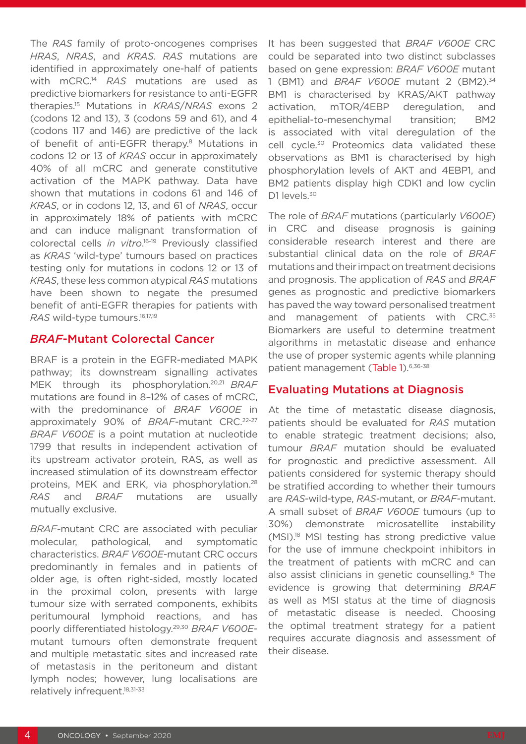The *RAS* family of proto-oncogenes comprises *HRAS*, *NRAS*, and *KRAS*. *RAS* mutations are identified in approximately one-half of patients with mCRC.[14] *RAS* mutations are used as predictive biomarkers for resistance to anti-EGFR therapies.[15] Mutations in *KRAS/NRAS* exons 2 (codons 12 and 13), 3 (codons 59 and 61), and 4 (codons 117 and 146) are predictive of the lack of benefit of anti-EGFR therapy.[8] Mutations in codons 12 or 13 of *KRAS* occur in approximately 40% of all mCRC and generate constitutive activation of the MAPK pathway. Data have shown that mutations in codons 61 and 146 of *KRAS*, or in codons 12, 13, and 61 of *NRAS*, occur in approximately 18% of patients with mCRC and can induce malignant transformation of colorectal cells *in vitro*.[16-19] Previously classified as *KRAS* 'wild-type' tumours based on practices testing only for mutations in codons 12 or 13 of *KRAS*, these less common atypical *RAS* mutations have been shown to negate the presumed benefit of anti-EGFR therapies for patients with *RAS* wild-type tumours.[16,17,19]

## *BRAF*-Mutant Colorectal Cancer

BRAF is a protein in the EGFR-mediated MAPK pathway; its downstream signalling activates MEK through its phosphorylation.[20,21] *BRAF* mutations are found in 8–12% of cases of mCRC, with the predominance of *BRAF V600E* in approximately 90% of *BRAF*-mutant CRC.[22-27] *BRAF V600E* is a point mutation at nucleotide 1799 that results in independent activation of its upstream activator protein, RAS, as well as increased stimulation of its downstream effector proteins, MEK and ERK, via phosphorylation.[28] *RAS* and *BRAF* mutations are usually mutually exclusive.

*BRAF*-mutant CRC are associated with peculiar molecular, pathological, and symptomatic characteristics. *BRAF V600E*-mutant CRC occurs predominantly in females and in patients of older age, is often right-sided, mostly located in the proximal colon, presents with large tumour size with serrated components, exhibits peritumoural lymphoid reactions, and has poorly differentiated histology.[29,30] *BRAF V600E*-mutant tumours often demonstrate frequent and multiple metastatic sites and increased rate of metastasis in the peritoneum and distant lymph nodes; however, lung localisations are relatively infrequent.[18,31-33]

It has been suggested that *BRAF V600E* CRC could be separated into two distinct subclasses based on gene expression: *BRAF V600E* mutant 1 (BM1) and *BRAF V600E* mutant 2 (BM2).[34] BM1 is characterised by KRAS/AKT pathway activation, mTOR/4EBP deregulation, and epithelial-to-mesenchymal transition; BM2 is associated with vital deregulation of the cell cycle.[30] Proteomics data validated these observations as BM1 is characterised by high phosphorylation levels of AKT and 4EBP1, and BM2 patients display high CDK1 and low cyclin D1 levels.[30]

The role of *BRAF* mutations (particularly *V600E*) in CRC and disease prognosis is gaining considerable research interest and there are substantial clinical data on the role of *BRAF* mutations and their impact on treatment decisions and prognosis. The application of *RAS* and *BRAF* genes as prognostic and predictive biomarkers has paved the way toward personalised treatment and management of patients with CRC.[35] Biomarkers are useful to determine treatment algorithms in metastatic disease and enhance the use of proper systemic agents while planning patient management (Table 1).[6,36-38]

## Evaluating Mutations at Diagnosis

At the time of metastatic disease diagnosis, patients should be evaluated for *RAS* mutation to enable strategic treatment decisions; also, tumour *BRAF* mutation should be evaluated for prognostic and predictive assessment. All patients considered for systemic therapy should be stratified according to whether their tumours are *RAS*-wild-type, *RAS*-mutant, or *BRAF*-mutant. A small subset of *BRAF V600E* tumours (up to 30%) demonstrate microsatellite instability (MSI).[18] MSI testing has strong predictive value for the use of immune checkpoint inhibitors in the treatment of patients with mCRC and can also assist clinicians in genetic counselling.[6] The evidence is growing that determining *BRAF* as well as MSI status at the time of diagnosis of metastatic disease is needed. Choosing the optimal treatment strategy for a patient requires accurate diagnosis and assessment of their disease.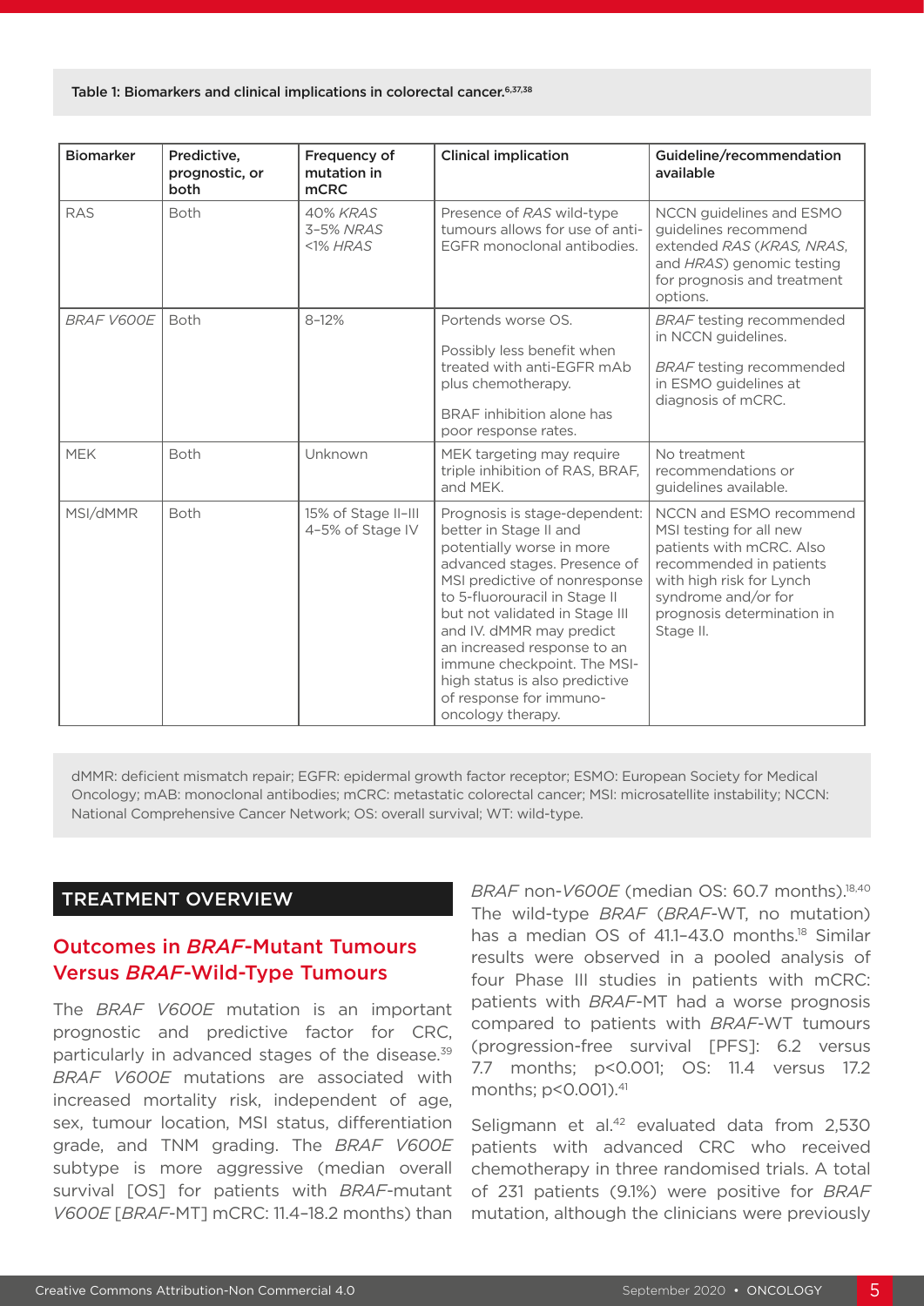Table 1: Biomarkers and clinical implications in colorectal cancer.[6,37,38]

| Biomarker | Predictive, prognostic, or both | Frequency of mutation in mCRC | Clinical implication | Guideline/recommendation available |
|---|---|---|---|---|
| RAS | Both | 40% *KRAS*<br>3–5% *NRAS*<br><1% *HRAS* | Presence of *RAS* wild-type tumours allows for use of anti-EGFR monoclonal antibodies. | NCCN guidelines and ESMO guidelines recommend extended *RAS* (*KRAS, NRAS,* and *HRAS*) genomic testing for prognosis and treatment options. |
| *BRAF V600E* | Both | 8–12% | Portends worse OS.<br><br>Possibly less benefit when treated with anti-EGFR mAb plus chemotherapy.<br><br>BRAF inhibition alone has poor response rates. | *BRAF* testing recommended in NCCN guidelines.<br><br>*BRAF* testing recommended in ESMO guidelines at diagnosis of mCRC. |
| MEK | Both | Unknown | MEK targeting may require triple inhibition of RAS, BRAF, and MEK. | No treatment recommendations or guidelines available. |
| MSI/dMMR | Both | 15% of Stage II–III<br>4–5% of Stage IV | Prognosis is stage-dependent: better in Stage II and potentially worse in more advanced stages. Presence of MSI predictive of nonresponse to 5-fluorouracil in Stage II but not validated in Stage III and IV. dMMR may predict an increased response to an immune checkpoint. The MSI-high status is also predictive of response for immuno-oncology therapy. | NCCN and ESMO recommend MSI testing for all new patients with mCRC. Also recommended in patients with high risk for Lynch syndrome and/or for prognosis determination in Stage II. |

dMMR: deficient mismatch repair; EGFR: epidermal growth factor receptor; ESMO: European Society for Medical Oncology; mAB: monoclonal antibodies; mCRC: metastatic colorectal cancer; MSI: microsatellite instability; NCCN: National Comprehensive Cancer Network; OS: overall survival; WT: wild-type.

## TREATMENT OVERVIEW

### Outcomes in *BRAF*-Mutant Tumours Versus *BRAF*-Wild-Type Tumours

The *BRAF V600E* mutation is an important prognostic and predictive factor for CRC, particularly in advanced stages of the disease.[39] *BRAF V600E* mutations are associated with increased mortality risk, independent of age, sex, tumour location, MSI status, differentiation grade, and TNM grading. The *BRAF V600E* subtype is more aggressive (median overall survival [OS] for patients with *BRAF*-mutant *V600E* [*BRAF*-MT] mCRC: 11.4–18.2 months) than *BRAF* non-*V600E* (median OS: 60.7 months).[18,40] The wild-type *BRAF* (*BRAF*-WT, no mutation) has a median OS of 41.1–43.0 months.[18] Similar results were observed in a pooled analysis of four Phase III studies in patients with mCRC: patients with *BRAF*-MT had a worse prognosis compared to patients with *BRAF*-WT tumours (progression-free survival [PFS]: 6.2 versus 7.7 months; $p<0.001$; OS: 11.4 versus 17.2 months; $p<0.001$).[41]

Seligmann et al.[42] evaluated data from 2,530 patients with advanced CRC who received chemotherapy in three randomised trials. A total of 231 patients (9.1%) were positive for *BRAF* mutation, although the clinicians were previously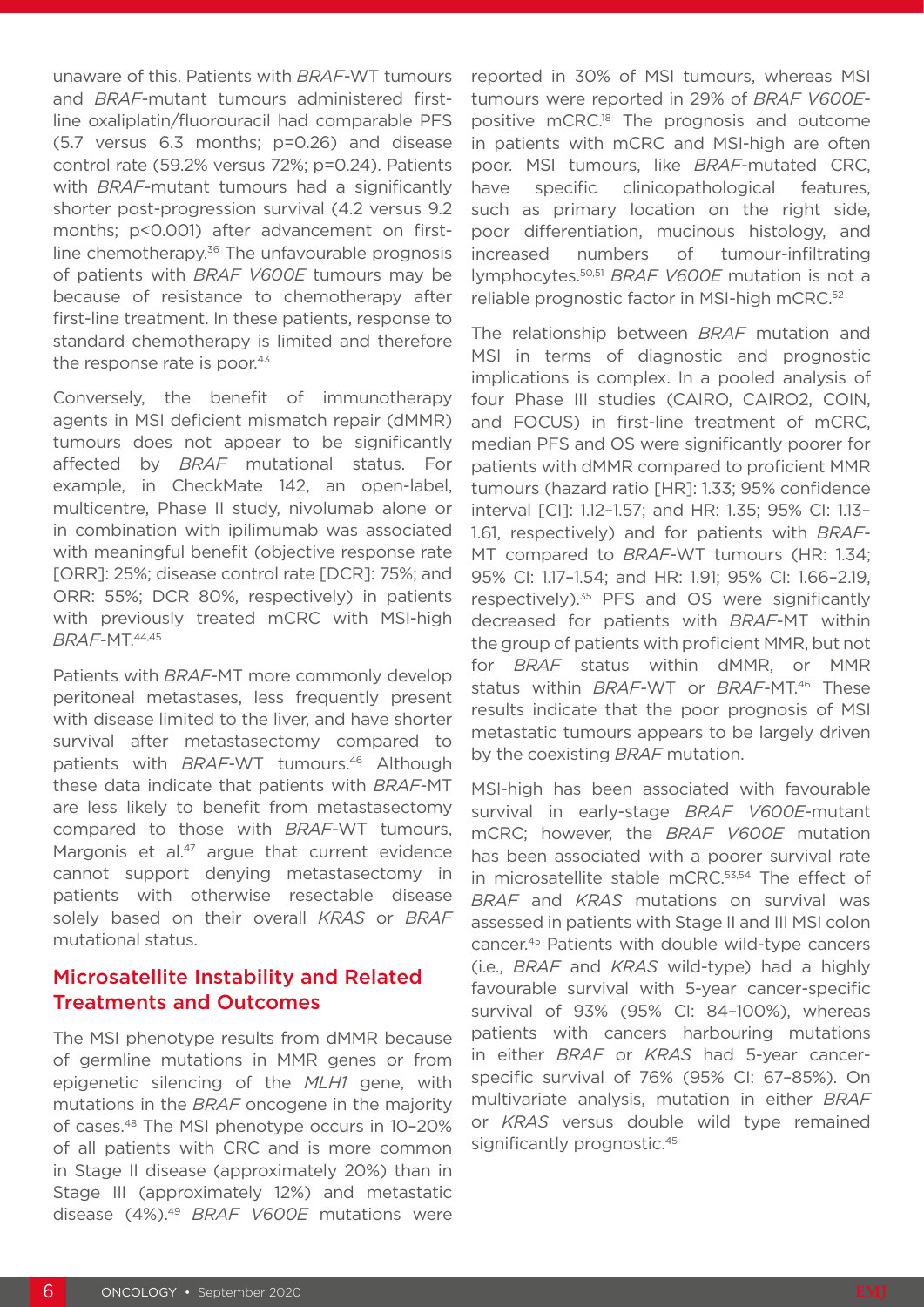unaware of this. Patients with *BRAF*-WT tumours and *BRAF*-mutant tumours administered first-line oxaliplatin/fluorouracil had comparable PFS (5.7 versus 6.3 months; p=0.26) and disease control rate (59.2% versus 72%; p=0.24). Patients with *BRAF*-mutant tumours had a significantly shorter post-progression survival (4.2 versus 9.2 months; p<0.001) after advancement on first-line chemotherapy.[36] The unfavourable prognosis of patients with *BRAF V600E* tumours may be because of resistance to chemotherapy after first-line treatment. In these patients, response to standard chemotherapy is limited and therefore the response rate is poor.[43]

Conversely, the benefit of immunotherapy agents in MSI deficient mismatch repair (dMMR) tumours does not appear to be significantly affected by *BRAF* mutational status. For example, in CheckMate 142, an open-label, multicentre, Phase II study, nivolumab alone or in combination with ipilimumab was associated with meaningful benefit (objective response rate [ORR]: 25%; disease control rate [DCR]: 75%; and ORR: 55%; DCR 80%, respectively) in patients with previously treated mCRC with MSI-high *BRAF*-MT.[44,45]

Patients with *BRAF*-MT more commonly develop peritoneal metastases, less frequently present with disease limited to the liver, and have shorter survival after metastasectomy compared to patients with *BRAF*-WT tumours.[46] Although these data indicate that patients with *BRAF*-MT are less likely to benefit from metastasectomy compared to those with *BRAF*-WT tumours, Margonis et al.[47] argue that current evidence cannot support denying metastasectomy in patients with otherwise resectable disease solely based on their overall *KRAS* or *BRAF* mutational status.

## Microsatellite Instability and Related Treatments and Outcomes

The MSI phenotype results from dMMR because of germline mutations in MMR genes or from epigenetic silencing of the *MLH1* gene, with mutations in the *BRAF* oncogene in the majority of cases.[48] The MSI phenotype occurs in 10–20% of all patients with CRC and is more common in Stage II disease (approximately 20%) than in Stage III (approximately 12%) and metastatic disease (4%).[49] *BRAF V600E* mutations were reported in 30% of MSI tumours, whereas MSI tumours were reported in 29% of *BRAF V600E*-positive mCRC.[18] The prognosis and outcome in patients with mCRC and MSI-high are often poor. MSI tumours, like *BRAF*-mutated CRC, have specific clinicopathological features, such as primary location on the right side, poor differentiation, mucinous histology, and increased numbers of tumour-infiltrating lymphocytes.[50,51] *BRAF V600E* mutation is not a reliable prognostic factor in MSI-high mCRC.[52]

The relationship between *BRAF* mutation and MSI in terms of diagnostic and prognostic implications is complex. In a pooled analysis of four Phase III studies (CAIRO, CAIRO2, COIN, and FOCUS) in first-line treatment of mCRC, median PFS and OS were significantly poorer for patients with dMMR compared to proficient MMR tumours (hazard ratio [HR]: 1.33; 95% confidence interval [CI]: 1.12–1.57; and HR: 1.35; 95% CI: 1.13–1.61, respectively) and for patients with *BRAF*-MT compared to *BRAF*-WT tumours (HR: 1.34; 95% CI: 1.17–1.54; and HR: 1.91; 95% CI: 1.66–2.19, respectively).[35] PFS and OS were significantly decreased for patients with *BRAF*-MT within the group of patients with proficient MMR, but not for *BRAF* status within dMMR, or MMR status within *BRAF*-WT or *BRAF*-MT.[46] These results indicate that the poor prognosis of MSI metastatic tumours appears to be largely driven by the coexisting *BRAF* mutation.

MSI-high has been associated with favourable survival in early-stage *BRAF V600E*-mutant mCRC; however, the *BRAF V600E* mutation has been associated with a poorer survival rate in microsatellite stable mCRC.[53,54] The effect of *BRAF* and *KRAS* mutations on survival was assessed in patients with Stage II and III MSI colon cancer.[45] Patients with double wild-type cancers (i.e., *BRAF* and *KRAS* wild-type) had a highly favourable survival with 5-year cancer-specific survival of 93% (95% CI: 84–100%), whereas patients with cancers harbouring mutations in either *BRAF* or *KRAS* had 5-year cancer-specific survival of 76% (95% CI: 67–85%). On multivariate analysis, mutation in either *BRAF* or *KRAS* versus double wild type remained significantly prognostic.[45]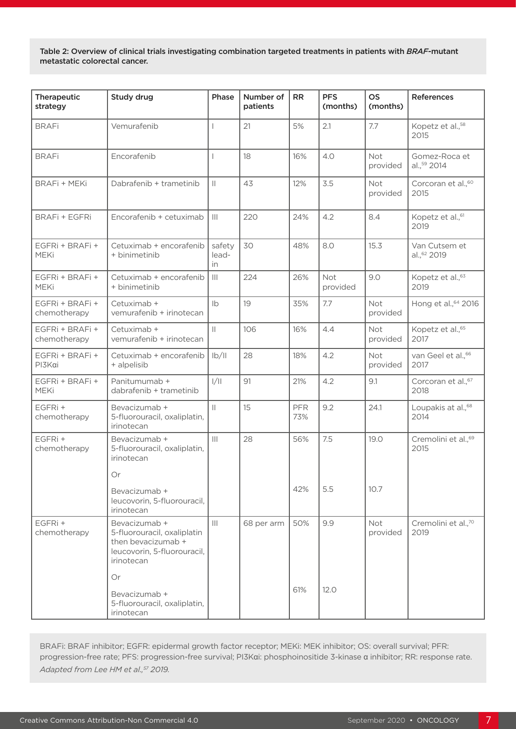**Table 2: Overview of clinical trials investigating combination targeted treatments in patients with *BRAF*-mutant metastatic colorectal cancer.**

| Therapeutic strategy | Study drug | Phase | Number of patients | RR | PFS (months) | OS (months) | References |
|---|---|---|---|---|---|---|---|
| BRAFi | Vemurafenib | I | 21 | 5% | 2.1 | 7.7 | Kopetz et al.,[58] 2015 |
| BRAFi | Encorafenib | I | 18 | 16% | 4.0 | Not provided | Gomez-Roca et al.,[59] 2014 |
| BRAFi + MEKi | Dabrafenib + trametinib | II | 43 | 12% | 3.5 | Not provided | Corcoran et al.,[60] 2015 |
| BRAFi + EGFRi | Encorafenib + cetuximab | III | 220 | 24% | 4.2 | 8.4 | Kopetz et al.,[61] 2019 |
| EGFRi + BRAFi + MEKi | Cetuximab + encorafenib + binimetinib | safety lead-in | 30 | 48% | 8.0 | 15.3 | Van Cutsem et al.,[62] 2019 |
| EGFRi + BRAFi + MEKi | Cetuximab + encorafenib + binimetinib | III | 224 | 26% | Not provided | 9.0 | Kopetz et al.,[63] 2019 |
| EGFRi + BRAFi + chemotherapy | Cetuximab + vemurafenib + irinotecan | Ib | 19 | 35% | 7.7 | Not provided | Hong et al.,[64] 2016 |
| EGFRi + BRAFi + chemotherapy | Cetuximab + vemurafenib + irinotecan | II | 106 | 16% | 4.4 | Not provided | Kopetz et al.,[65] 2017 |
| EGFRi + BRAFi + PI3Kαi | Cetuximab + encorafenib + alpelisib | Ib/II | 28 | 18% | 4.2 | Not provided | van Geel et al.,[66] 2017 |
| EGFRi + BRAFi + MEKi | Panitumumab + dabrafenib + trametinib | I/II | 91 | 21% | 4.2 | 9.1 | Corcoran et al.,[67] 2018 |
| EGFRi + chemotherapy | Bevacizumab + 5-fluorouracil, oxaliplatin, irinotecan | II | 15 | PFR 73% | 9.2 | 24.1 | Loupakis at al.,[68] 2014 |
| EGFRi + chemotherapy | Bevacizumab + 5-fluorouracil, oxaliplatin, irinotecan | III | 28 | 56% | 7.5 | 19.0 | Cremolini et al.,[69] 2015 |
| | Or | | | | | | |
| | Bevacizumab + leucovorin, 5-fluorouracil, irinotecan | | | 42% | 5.5 | 10.7 | |
| EGFRi + chemotherapy | Bevacizumab + 5-fluorouracil, oxaliplatin then bevacizumab + leucovorin, 5-fluorouracil, irinotecan | III | 68 per arm | 50% | 9.9 | Not provided | Cremolini et al.,[70] 2019 |
| | Or | | | | | | |
| | Bevacizumab + 5-fluorouracil, oxaliplatin, irinotecan | | | 61% | 12.0 | | |

BRAFi: BRAF inhibitor; EGFR: epidermal growth factor receptor; MEKi: MEK inhibitor; OS: overall survival; PFR: progression-free rate; PFS: progression-free survival; PI3Kαi: phosphoinositide 3-kinase α inhibitor; RR: response rate.
*Adapted from Lee HM et al.,[57] 2019.*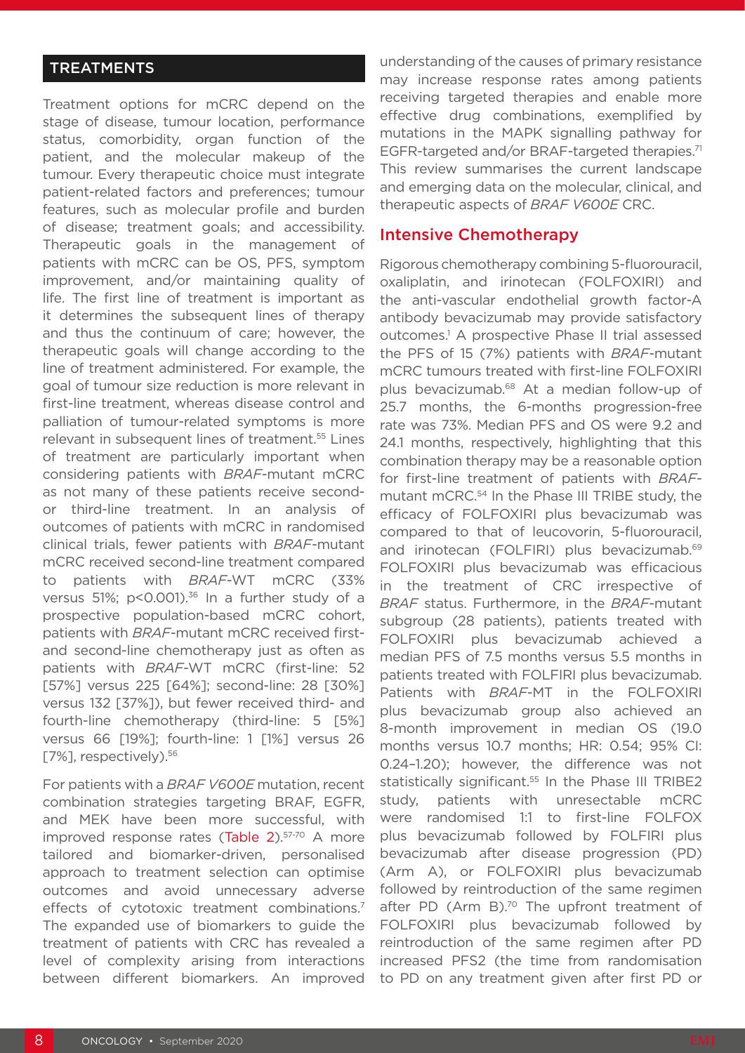## TREATMENTS

Treatment options for mCRC depend on the stage of disease, tumour location, performance status, comorbidity, organ function of the patient, and the molecular makeup of the tumour. Every therapeutic choice must integrate patient-related factors and preferences; tumour features, such as molecular profile and burden of disease; treatment goals; and accessibility. Therapeutic goals in the management of patients with mCRC can be OS, PFS, symptom improvement, and/or maintaining quality of life. The first line of treatment is important as it determines the subsequent lines of therapy and thus the continuum of care; however, the therapeutic goals will change according to the line of treatment administered. For example, the goal of tumour size reduction is more relevant in first-line treatment, whereas disease control and palliation of tumour-related symptoms is more relevant in subsequent lines of treatment.[55] Lines of treatment are particularly important when considering patients with *BRAF*-mutant mCRC as not many of these patients receive second- or third-line treatment. In an analysis of outcomes of patients with mCRC in randomised clinical trials, fewer patients with *BRAF*-mutant mCRC received second-line treatment compared to patients with *BRAF*-WT mCRC (33% versus 51%; p<0.001).[36] In a further study of a prospective population-based mCRC cohort, patients with *BRAF*-mutant mCRC received first- and second-line chemotherapy just as often as patients with *BRAF*-WT mCRC (first-line: 52 [57%] versus 225 [64%]; second-line: 28 [30%] versus 132 [37%]), but fewer received third- and fourth-line chemotherapy (third-line: 5 [5%] versus 66 [19%]; fourth-line: 1 [1%] versus 26 [7%], respectively).[56]

For patients with a *BRAF V600E* mutation, recent combination strategies targeting BRAF, EGFR, and MEK have been more successful, with improved response rates (Table 2).[57-70] A more tailored and biomarker-driven, personalised approach to treatment selection can optimise outcomes and avoid unnecessary adverse effects of cytotoxic treatment combinations.[7] The expanded use of biomarkers to guide the treatment of patients with CRC has revealed a level of complexity arising from interactions between different biomarkers. An improved understanding of the causes of primary resistance may increase response rates among patients receiving targeted therapies and enable more effective drug combinations, exemplified by mutations in the MAPK signalling pathway for EGFR-targeted and/or BRAF-targeted therapies.[71] This review summarises the current landscape and emerging data on the molecular, clinical, and therapeutic aspects of *BRAF V600E* CRC.

### Intensive Chemotherapy

Rigorous chemotherapy combining 5-fluorouracil, oxaliplatin, and irinotecan (FOLFOXIRI) and the anti-vascular endothelial growth factor-A antibody bevacizumab may provide satisfactory outcomes.[1] A prospective Phase II trial assessed the PFS of 15 (7%) patients with *BRAF*-mutant mCRC tumours treated with first-line FOLFOXIRI plus bevacizumab.[68] At a median follow-up of 25.7 months, the 6-months progression-free rate was 73%. Median PFS and OS were 9.2 and 24.1 months, respectively, highlighting that this combination therapy may be a reasonable option for first-line treatment of patients with *BRAF*-mutant mCRC.[54] In the Phase III TRIBE study, the efficacy of FOLFOXIRI plus bevacizumab was compared to that of leucovorin, 5-fluorouracil, and irinotecan (FOLFIRI) plus bevacizumab.[69] FOLFOXIRI plus bevacizumab was efficacious in the treatment of CRC irrespective of *BRAF* status. Furthermore, in the *BRAF*-mutant subgroup (28 patients), patients treated with FOLFOXIRI plus bevacizumab achieved a median PFS of 7.5 months versus 5.5 months in patients treated with FOLFIRI plus bevacizumab. Patients with *BRAF*-MT in the FOLFOXIRI plus bevacizumab group also achieved an 8-month improvement in median OS (19.0 months versus 10.7 months; HR: 0.54; 95% CI: 0.24–1.20); however, the difference was not statistically significant.[55] In the Phase III TRIBE2 study, patients with unresectable mCRC were randomised 1:1 to first-line FOLFOX plus bevacizumab followed by FOLFIRI plus bevacizumab after disease progression (PD) (Arm A), or FOLFOXIRI plus bevacizumab followed by reintroduction of the same regimen after PD (Arm B).[70] The upfront treatment of FOLFOXIRI plus bevacizumab followed by reintroduction of the same regimen after PD increased PFS2 (the time from randomisation to PD on any treatment given after first PD or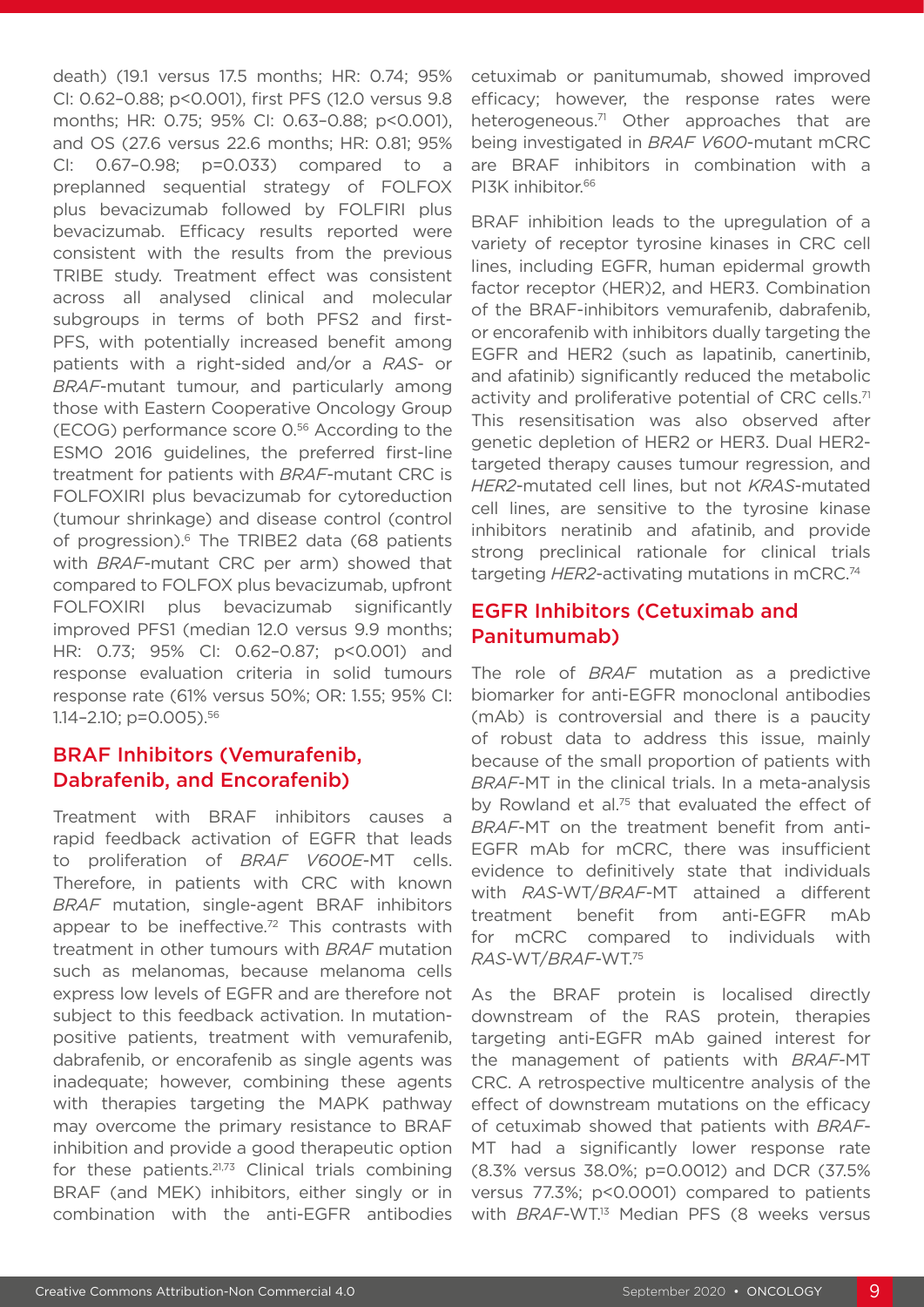death) (19.1 versus 17.5 months; HR: 0.74; 95% CI: 0.62–0.88; p<0.001), first PFS (12.0 versus 9.8 months; HR: 0.75; 95% CI: 0.63–0.88; p<0.001), and OS (27.6 versus 22.6 months; HR: 0.81; 95% CI: 0.67–0.98; p=0.033) compared to a preplanned sequential strategy of FOLFOX plus bevacizumab followed by FOLFIRI plus bevacizumab. Efficacy results reported were consistent with the results from the previous TRIBE study. Treatment effect was consistent across all analysed clinical and molecular subgroups in terms of both PFS2 and first-PFS, with potentially increased benefit among patients with a right-sided and/or a *RAS*- or *BRAF*-mutant tumour, and particularly among those with Eastern Cooperative Oncology Group (ECOG) performance score 0.[56] According to the ESMO 2016 guidelines, the preferred first-line treatment for patients with *BRAF*-mutant CRC is FOLFOXIRI plus bevacizumab for cytoreduction (tumour shrinkage) and disease control (control of progression).[6] The TRIBE2 data (68 patients with *BRAF*-mutant CRC per arm) showed that compared to FOLFOX plus bevacizumab, upfront FOLFOXIRI plus bevacizumab significantly improved PFS1 (median 12.0 versus 9.9 months; HR: 0.73; 95% CI: 0.62–0.87; p<0.001) and response evaluation criteria in solid tumours response rate (61% versus 50%; OR: 1.55; 95% CI: 1.14–2.10; p=0.005).[56]

## BRAF Inhibitors (Vemurafenib, Dabrafenib, and Encorafenib)

Treatment with BRAF inhibitors causes a rapid feedback activation of EGFR that leads to proliferation of *BRAF V600E*-MT cells. Therefore, in patients with CRC with known *BRAF* mutation, single-agent BRAF inhibitors appear to be ineffective.[72] This contrasts with treatment in other tumours with *BRAF* mutation such as melanomas, because melanoma cells express low levels of EGFR and are therefore not subject to this feedback activation. In mutation-positive patients, treatment with vemurafenib, dabrafenib, or encorafenib as single agents was inadequate; however, combining these agents with therapies targeting the MAPK pathway may overcome the primary resistance to BRAF inhibition and provide a good therapeutic option for these patients.[21,73] Clinical trials combining BRAF (and MEK) inhibitors, either singly or in combination with the anti-EGFR antibodies cetuximab or panitumumab, showed improved efficacy; however, the response rates were heterogeneous.[71] Other approaches that are being investigated in *BRAF V600*-mutant mCRC are BRAF inhibitors in combination with a PI3K inhibitor.[66]

BRAF inhibition leads to the upregulation of a variety of receptor tyrosine kinases in CRC cell lines, including EGFR, human epidermal growth factor receptor (HER)2, and HER3. Combination of the BRAF-inhibitors vemurafenib, dabrafenib, or encorafenib with inhibitors dually targeting the EGFR and HER2 (such as lapatinib, canertinib, and afatinib) significantly reduced the metabolic activity and proliferative potential of CRC cells.[71] This resensitisation was also observed after genetic depletion of HER2 or HER3. Dual HER2-targeted therapy causes tumour regression, and *HER2*-mutated cell lines, but not *KRAS*-mutated cell lines, are sensitive to the tyrosine kinase inhibitors neratinib and afatinib, and provide strong preclinical rationale for clinical trials targeting *HER2*-activating mutations in mCRC.[74]

## EGFR Inhibitors (Cetuximab and Panitumumab)

The role of *BRAF* mutation as a predictive biomarker for anti-EGFR monoclonal antibodies (mAb) is controversial and there is a paucity of robust data to address this issue, mainly because of the small proportion of patients with *BRAF*-MT in the clinical trials. In a meta-analysis by Rowland et al.[75] that evaluated the effect of *BRAF*-MT on the treatment benefit from anti-EGFR mAb for mCRC, there was insufficient evidence to definitively state that individuals with *RAS*-WT/*BRAF*-MT attained a different treatment benefit from anti-EGFR mAb for mCRC compared to individuals with *RAS*-WT/*BRAF*-WT.[75]

As the BRAF protein is localised directly downstream of the RAS protein, therapies targeting anti-EGFR mAb gained interest for the management of patients with *BRAF*-MT CRC. A retrospective multicentre analysis of the effect of downstream mutations on the efficacy of cetuximab showed that patients with *BRAF*-MT had a significantly lower response rate (8.3% versus 38.0%; p=0.0012) and DCR (37.5% versus 77.3%; p<0.0001) compared to patients with *BRAF*-WT.[13] Median PFS (8 weeks versus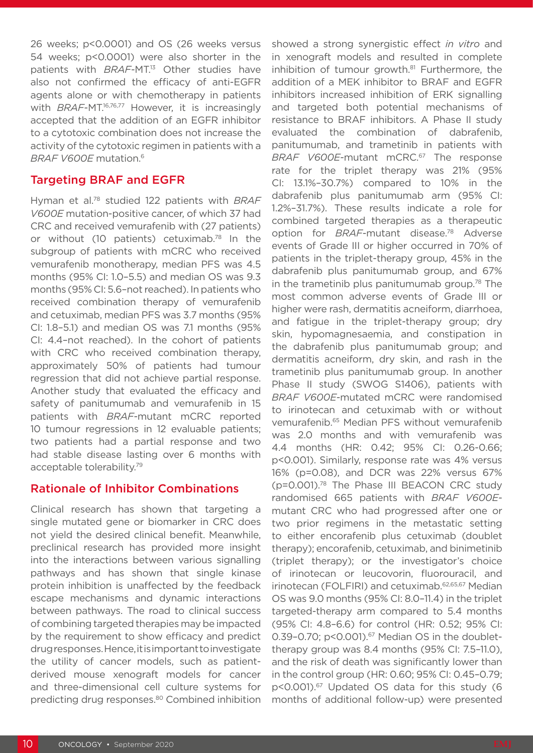26 weeks; p<0.0001) and OS (26 weeks versus 54 weeks; p<0.0001) were also shorter in the patients with *BRAF*-MT.[13] Other studies have also not confirmed the efficacy of anti-EGFR agents alone or with chemotherapy in patients with *BRAF*-MT.[16,76,77] However, it is increasingly accepted that the addition of an EGFR inhibitor to a cytotoxic combination does not increase the activity of the cytotoxic regimen in patients with a *BRAF V600E* mutation.[6]

## Targeting BRAF and EGFR

Hyman et al.[78] studied 122 patients with *BRAF V600E* mutation-positive cancer, of which 37 had CRC and received vemurafenib with (27 patients) or without (10 patients) cetuximab.[78] In the subgroup of patients with mCRC who received vemurafenib monotherapy, median PFS was 4.5 months (95% CI: 1.0–5.5) and median OS was 9.3 months (95% CI: 5.6–not reached). In patients who received combination therapy of vemurafenib and cetuximab, median PFS was 3.7 months (95% CI: 1.8–5.1) and median OS was 7.1 months (95% CI: 4.4–not reached). In the cohort of patients with CRC who received combination therapy, approximately 50% of patients had tumour regression that did not achieve partial response. Another study that evaluated the efficacy and safety of panitumumab and vemurafenib in 15 patients with *BRAF*-mutant mCRC reported 10 tumour regressions in 12 evaluable patients; two patients had a partial response and two had stable disease lasting over 6 months with acceptable tolerability.[79]

## Rationale of Inhibitor Combinations

Clinical research has shown that targeting a single mutated gene or biomarker in CRC does not yield the desired clinical benefit. Meanwhile, preclinical research has provided more insight into the interactions between various signalling pathways and has shown that single kinase protein inhibition is unaffected by the feedback escape mechanisms and dynamic interactions between pathways. The road to clinical success of combining targeted therapies may be impacted by the requirement to show efficacy and predict drug responses. Hence, it is important to investigate the utility of cancer models, such as patient-derived mouse xenograft models for cancer and three-dimensional cell culture systems for predicting drug responses.[80] Combined inhibition showed a strong synergistic effect *in vitro* and in xenograft models and resulted in complete inhibition of tumour growth.[81] Furthermore, the addition of a MEK inhibitor to BRAF and EGFR inhibitors increased inhibition of ERK signalling and targeted both potential mechanisms of resistance to BRAF inhibitors. A Phase II study evaluated the combination of dabrafenib, panitumumab, and trametinib in patients with *BRAF V600E*-mutant mCRC.[67] The response rate for the triplet therapy was 21% (95% CI: 13.1%–30.7%) compared to 10% in the dabrafenib plus panitumumab arm (95% CI: 1.2%–31.7%). These results indicate a role for combined targeted therapies as a therapeutic option for *BRAF*-mutant disease.[78] Adverse events of Grade III or higher occurred in 70% of patients in the triplet-therapy group, 45% in the dabrafenib plus panitumumab group, and 67% in the trametinib plus panitumumab group.[78] The most common adverse events of Grade III or higher were rash, dermatitis acneiform, diarrhoea, and fatigue in the triplet-therapy group; dry skin, hypomagnesaemia, and constipation in the dabrafenib plus panitumumab group; and dermatitis acneiform, dry skin, and rash in the trametinib plus panitumumab group. In another Phase II study (SWOG S1406), patients with *BRAF V600E*-mutated mCRC were randomised to irinotecan and cetuximab with or without vemurafenib.[65] Median PFS without vemurafenib was 2.0 months and with vemurafenib was 4.4 months (HR: 0.42; 95% CI: 0.26-0.66; p<0.001). Similarly, response rate was 4% versus 16% (p=0.08), and DCR was 22% versus 67% (p=0.001).[78] The Phase III BEACON CRC study randomised 665 patients with *BRAF V600E*-mutant CRC who had progressed after one or two prior regimens in the metastatic setting to either encorafenib plus cetuximab (doublet therapy); encorafenib, cetuximab, and binimetinib (triplet therapy); or the investigator's choice of irinotecan or leucovorin, fluorouracil, and irinotecan (FOLFIRI) and cetuximab.[62,65,67] Median OS was 9.0 months (95% CI: 8.0–11.4) in the triplet targeted-therapy arm compared to 5.4 months (95% CI: 4.8–6.6) for control (HR: 0.52; 95% CI: 0.39–0.70; p<0.001).[67] Median OS in the doublet-therapy group was 8.4 months (95% CI: 7.5–11.0), and the risk of death was significantly lower than in the control group (HR: 0.60; 95% CI: 0.45–0.79; p<0.001).[67] Updated OS data for this study (6 months of additional follow-up) were presented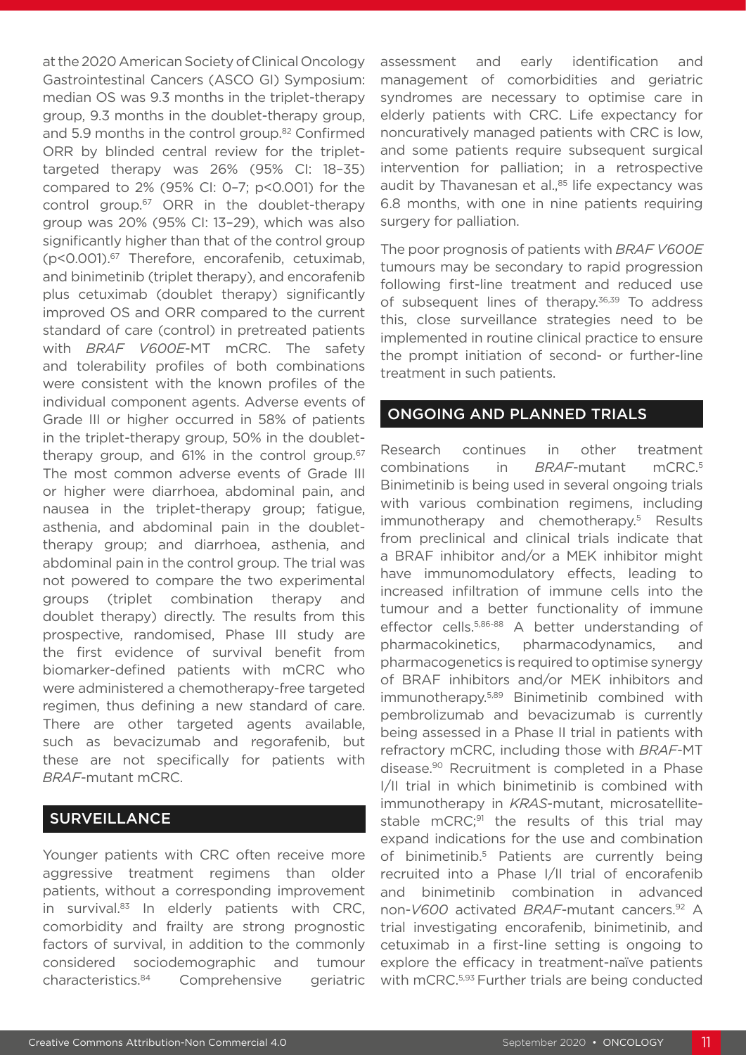at the 2020 American Society of Clinical Oncology Gastrointestinal Cancers (ASCO GI) Symposium: median OS was 9.3 months in the triplet-therapy group, 9.3 months in the doublet-therapy group, and 5.9 months in the control group.[82] Confirmed ORR by blinded central review for the triplet-targeted therapy was 26% (95% CI: 18–35) compared to 2% (95% CI: 0–7; p<0.001) for the control group.[67] ORR in the doublet-therapy group was 20% (95% CI: 13–29), which was also significantly higher than that of the control group (p<0.001).[67] Therefore, encorafenib, cetuximab, and binimetinib (triplet therapy), and encorafenib plus cetuximab (doublet therapy) significantly improved OS and ORR compared to the current standard of care (control) in pretreated patients with *BRAF V600E*-MT mCRC. The safety and tolerability profiles of both combinations were consistent with the known profiles of the individual component agents. Adverse events of Grade III or higher occurred in 58% of patients in the triplet-therapy group, 50% in the doublet-therapy group, and 61% in the control group.[67] The most common adverse events of Grade III or higher were diarrhoea, abdominal pain, and nausea in the triplet-therapy group; fatigue, asthenia, and abdominal pain in the doublet-therapy group; and diarrhoea, asthenia, and abdominal pain in the control group. The trial was not powered to compare the two experimental groups (triplet combination therapy and doublet therapy) directly. The results from this prospective, randomised, Phase III study are the first evidence of survival benefit from biomarker-defined patients with mCRC who were administered a chemotherapy-free targeted regimen, thus defining a new standard of care. There are other targeted agents available, such as bevacizumab and regorafenib, but these are not specifically for patients with *BRAF*-mutant mCRC.

## SURVEILLANCE

Younger patients with CRC often receive more aggressive treatment regimens than older patients, without a corresponding improvement in survival.[83] In elderly patients with CRC, comorbidity and frailty are strong prognostic factors of survival, in addition to the commonly considered sociodemographic and tumour characteristics.[84] Comprehensive geriatric assessment and early identification and management of comorbidities and geriatric syndromes are necessary to optimise care in elderly patients with CRC. Life expectancy for noncuratively managed patients with CRC is low, and some patients require subsequent surgical intervention for palliation; in a retrospective audit by Thavanesan et al.,[85] life expectancy was 6.8 months, with one in nine patients requiring surgery for palliation.

The poor prognosis of patients with *BRAF V600E* tumours may be secondary to rapid progression following first-line treatment and reduced use of subsequent lines of therapy.[36,39] To address this, close surveillance strategies need to be implemented in routine clinical practice to ensure the prompt initiation of second- or further-line treatment in such patients.

## ONGOING AND PLANNED TRIALS

Research continues in other treatment combinations in *BRAF*-mutant mCRC.[5] Binimetinib is being used in several ongoing trials with various combination regimens, including immunotherapy and chemotherapy.[5] Results from preclinical and clinical trials indicate that a BRAF inhibitor and/or a MEK inhibitor might have immunomodulatory effects, leading to increased infiltration of immune cells into the tumour and a better functionality of immune effector cells.[5,86-88] A better understanding of pharmacokinetics, pharmacodynamics, and pharmacogenetics is required to optimise synergy of BRAF inhibitors and/or MEK inhibitors and immunotherapy.[5,89] Binimetinib combined with pembrolizumab and bevacizumab is currently being assessed in a Phase II trial in patients with refractory mCRC, including those with *BRAF*-MT disease.[90] Recruitment is completed in a Phase I/II trial in which binimetinib is combined with immunotherapy in *KRAS*-mutant, microsatellite-stable mCRC;[91] the results of this trial may expand indications for the use and combination of binimetinib.[5] Patients are currently being recruited into a Phase I/II trial of encorafenib and binimetinib combination in advanced non-*V600* activated *BRAF*-mutant cancers.[92] A trial investigating encorafenib, binimetinib, and cetuximab in a first-line setting is ongoing to explore the efficacy in treatment-naïve patients with mCRC.[5,93] Further trials are being conducted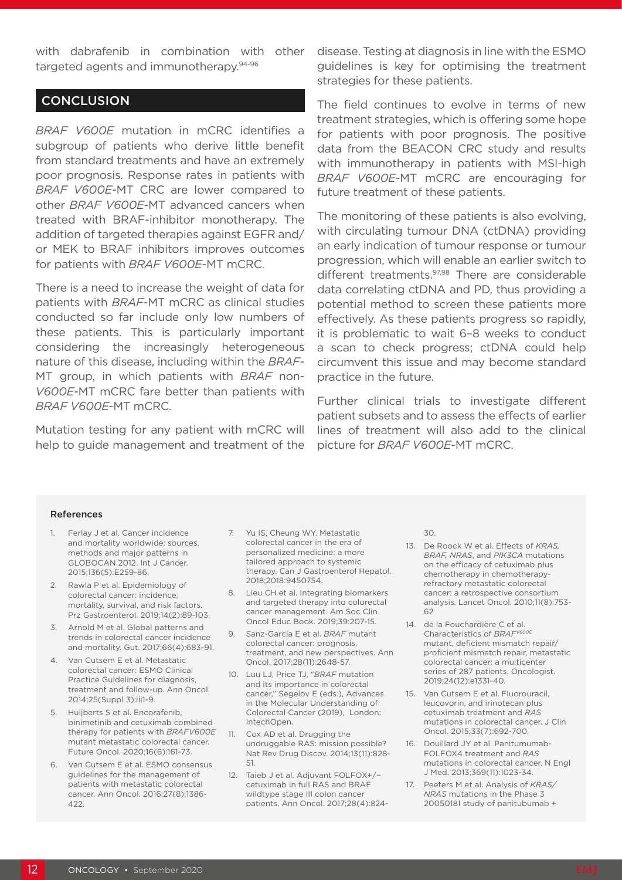with dabrafenib in combination with other targeted agents and immunotherapy.[94-96]

## CONCLUSION

*BRAF V600E* mutation in mCRC identifies a subgroup of patients who derive little benefit from standard treatments and have an extremely poor prognosis. Response rates in patients with *BRAF V600E*-MT CRC are lower compared to other *BRAF V600E*-MT advanced cancers when treated with BRAF-inhibitor monotherapy. The addition of targeted therapies against EGFR and/or MEK to BRAF inhibitors improves outcomes for patients with *BRAF V600E*-MT mCRC.

There is a need to increase the weight of data for patients with *BRAF*-MT mCRC as clinical studies conducted so far include only low numbers of these patients. This is particularly important considering the increasingly heterogeneous nature of this disease, including within the *BRAF*-MT group, in which patients with *BRAF* non-*V600E*-MT mCRC fare better than patients with *BRAF V600E*-MT mCRC.

Mutation testing for any patient with mCRC will help to guide management and treatment of the disease. Testing at diagnosis in line with the ESMO guidelines is key for optimising the treatment strategies for these patients.

The field continues to evolve in terms of new treatment strategies, which is offering some hope for patients with poor prognosis. The positive data from the BEACON CRC study and results with immunotherapy in patients with MSI-high *BRAF V600E*-MT mCRC are encouraging for future treatment of these patients.

The monitoring of these patients is also evolving, with circulating tumour DNA (ctDNA) providing an early indication of tumour response or tumour progression, which will enable an earlier switch to different treatments.[97,98] There are considerable data correlating ctDNA and PD, thus providing a potential method to screen these patients more effectively. As these patients progress so rapidly, it is problematic to wait 6–8 weeks to conduct a scan to check progress; ctDNA could help circumvent this issue and may become standard practice in the future.

Further clinical trials to investigate different patient subsets and to assess the effects of earlier lines of treatment will also add to the clinical picture for *BRAF V600E*-MT mCRC.

### References

1. Ferlay J et al. Cancer incidence and mortality worldwide: sources, methods and major patterns in GLOBOCAN 2012. Int J Cancer. 2015;136(5):E259-86.
2. Rawla P et al. Epidemiology of colorectal cancer: incidence, mortality, survival, and risk factors. Prz Gastroenterol. 2019;14(2):89-103.
3. Arnold M et al. Global patterns and trends in colorectal cancer incidence and mortality. Gut. 2017;66(4):683-91.
4. Van Cutsem E et al. Metastatic colorectal cancer: ESMO Clinical Practice Guidelines for diagnosis, treatment and follow-up. Ann Oncol. 2014;25(Suppl 3):iii1-9.
5. Huijberts S et al. Encorafenib, binimetinib and cetuximab combined therapy for patients with *BRAFV600E* mutant metastatic colorectal cancer. Future Oncol. 2020;16(6):161-73.
6. Van Cutsem E et al. ESMO consensus guidelines for the management of patients with metastatic colorectal cancer. Ann Oncol. 2016;27(8):1386-422.
7. Yu IS, Cheung WY. Metastatic colorectal cancer in the era of personalized medicine: a more tailored approach to systemic therapy. Can J Gastroenterol Hepatol. 2018;2018:9450754.
8. Lieu CH et al. Integrating biomarkers and targeted therapy into colorectal cancer management. Am Soc Clin Oncol Educ Book. 2019;39:207-15.
9. Sanz-Garcia E et al. *BRAF* mutant colorectal cancer: prognosis, treatment, and new perspectives. Ann Oncol. 2017;28(11):2648-57.
10. Luu LJ, Price TJ, "*BRAF* mutation and its importance in colorectal cancer," Segelov E (eds.), Advances in the Molecular Understanding of Colorectal Cancer (2019), London: IntechOpen.
11. Cox AD et al. Drugging the undruggable RAS: mission possible? Nat Rev Drug Discov. 2014;13(11):828-51.
12. Taieb J et al. Adjuvant FOLFOX+/− cetuximab in full RAS and BRAF wildtype stage III colon cancer patients. Ann Oncol. 2017;28(4):824-30.
13. De Roock W et al. Effects of *KRAS, BRAF, NRAS*, and *PIK3CA* mutations on the efficacy of cetuximab plus chemotherapy in chemotherapy-refractory metastatic colorectal cancer: a retrospective consortium analysis. Lancet Oncol. 2010;11(8):753-62
14. de la Fouchardière C et al. Characteristics of *BRAF$^{V600E}$* mutant, deficient mismatch repair/proficient mismatch repair, metastatic colorectal cancer: a multicenter series of 287 patients. Oncologist. 2019;24(12):e1331-40.
15. Van Cutsem E et al. Fluorouracil, leucovorin, and irinotecan plus cetuximab treatment and *RAS* mutations in colorectal cancer. J Clin Oncol. 2015;33(7):692-700.
16. Douillard JY et al. Panitumumab-FOLFOX4 treatment and *RAS* mutations in colorectal cancer. N Engl J Med. 2013;369(11):1023-34.
17. Peeters M et al. Analysis of *KRAS/NRAS* mutations in the Phase 3 20050181 study of panitubumab +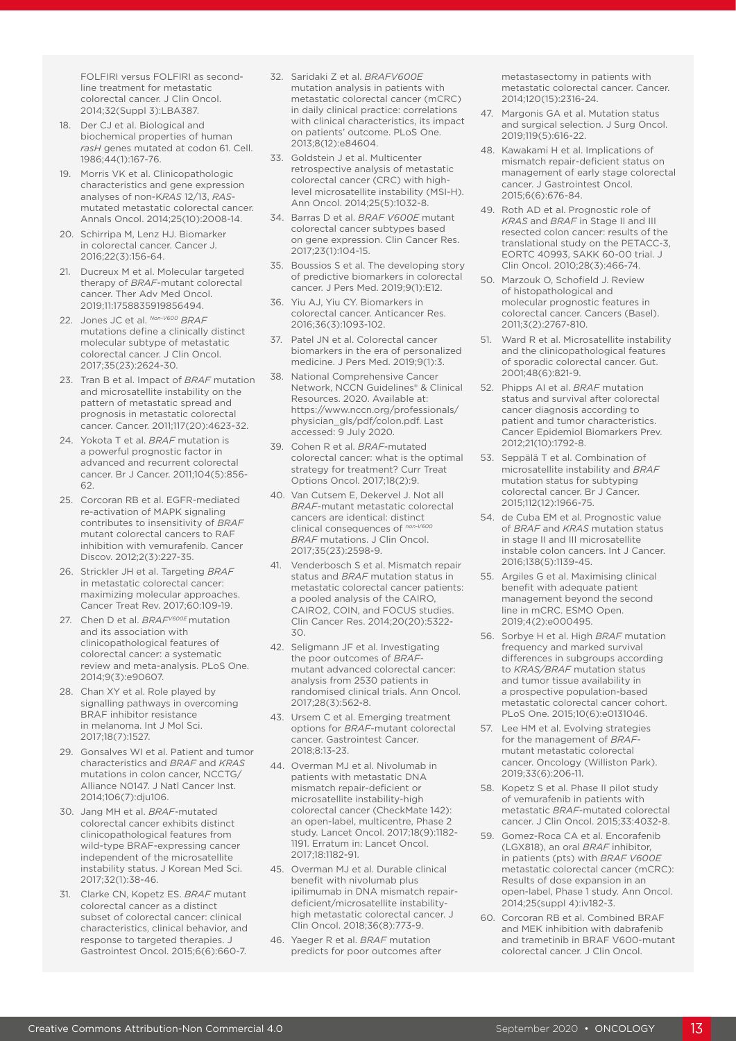FOLFIRI versus FOLFIRI as second-line treatment for metastatic colorectal cancer. J Clin Oncol. 2014;32(Suppl 3):LBA387.

18. Der CJ et al. Biological and biochemical properties of human *rasH* genes mutated at codon 61. Cell. 1986;44(1):167-76.
19. Morris VK et al. Clinicopathologic characteristics and gene expression analyses of non-*KRAS* 12/13, *RAS*-mutated metastatic colorectal cancer. Annals Oncol. 2014;25(10):2008-14.
20. Schirripa M, Lenz HJ. Biomarker in colorectal cancer. Cancer J. 2016;22(3):156-64.
21. Ducreux M et al. Molecular targeted therapy of *BRAF*-mutant colorectal cancer. Ther Adv Med Oncol. 2019;11:1758835919856494.
22. Jones JC et al. $^{Non-V600}$ *BRAF* mutations define a clinically distinct molecular subtype of metastatic colorectal cancer. J Clin Oncol. 2017;35(23):2624-30.
23. Tran B et al. Impact of *BRAF* mutation and microsatellite instability on the pattern of metastatic spread and prognosis in metastatic colorectal cancer. Cancer. 2011;117(20):4623-32.
24. Yokota T et al. *BRAF* mutation is a powerful prognostic factor in advanced and recurrent colorectal cancer. Br J Cancer. 2011;104(5):856-62.
25. Corcoran RB et al. EGFR-mediated re-activation of MAPK signaling contributes to insensitivity of *BRAF* mutant colorectal cancers to RAF inhibition with vemurafenib. Cancer Discov. 2012;2(3):227-35.
26. Strickler JH et al. Targeting *BRAF* in metastatic colorectal cancer: maximizing molecular approaches. Cancer Treat Rev. 2017;60:109-19.
27. Chen D et al. *BRAF*$^{V600E}$ mutation and its association with clinicopathological features of colorectal cancer: a systematic review and meta-analysis. PLoS One. 2014;9(3):e90607.
28. Chan XY et al. Role played by signalling pathways in overcoming BRAF inhibitor resistance in melanoma. Int J Mol Sci. 2017;18(7):1527.
29. Gonsalves WI et al. Patient and tumor characteristics and *BRAF* and *KRAS* mutations in colon cancer, NCCTG/Alliance N0147. J Natl Cancer Inst. 2014;106(7):dju106.
30. Jang MH et al. *BRAF*-mutated colorectal cancer exhibits distinct clinicopathological features from wild-type BRAF-expressing cancer independent of the microsatellite instability status. J Korean Med Sci. 2017;32(1):38-46.
31. Clarke CN, Kopetz ES. *BRAF* mutant colorectal cancer as a distinct subset of colorectal cancer: clinical characteristics, clinical behavior, and response to targeted therapies. J Gastrointest Oncol. 2015;6(6):660-7.
32. Saridaki Z et al. *BRAFV600E* mutation analysis in patients with metastatic colorectal cancer (mCRC) in daily clinical practice: correlations with clinical characteristics, its impact on patients' outcome. PLoS One. 2013;8(12):e84604.
33. Goldstein J et al. Multicenter retrospective analysis of metastatic colorectal cancer (CRC) with high-level microsatellite instability (MSI-H). Ann Oncol. 2014;25(5):1032-8.
34. Barras D et al. *BRAF V600E* mutant colorectal cancer subtypes based on gene expression. Clin Cancer Res. 2017;23(1):104-15.
35. Boussios S et al. The developing story of predictive biomarkers in colorectal cancer. J Pers Med. 2019;9(1):E12.
36. Yiu AJ, Yiu CY. Biomarkers in colorectal cancer. Anticancer Res. 2016;36(3):1093-102.
37. Patel JN et al. Colorectal cancer biomarkers in the era of personalized medicine. J Pers Med. 2019;9(1):3.
38. National Comprehensive Cancer Network, NCCN Guidelines® & Clinical Resources. 2020. Available at: https://www.nccn.org/professionals/physician_gls/pdf/colon.pdf. Last accessed: 9 July 2020.
39. Cohen R et al. *BRAF*-mutated colorectal cancer: what is the optimal strategy for treatment? Curr Treat Options Oncol. 2017;18(2):9.
40. Van Cutsem E, Dekervel J. Not all *BRAF*-mutant metastatic colorectal cancers are identical: distinct clinical consequences of $^{non-V600}$ *BRAF* mutations. J Clin Oncol. 2017;35(23):2598-9.
41. Venderbosch S et al. Mismatch repair status and *BRAF* mutation status in metastatic colorectal cancer patients: a pooled analysis of the CAIRO, CAIRO2, COIN, and FOCUS studies. Clin Cancer Res. 2014;20(20):5322-30.
42. Seligmann JF et al. Investigating the poor outcomes of *BRAF*-mutant advanced colorectal cancer: analysis from 2530 patients in randomised clinical trials. Ann Oncol. 2017;28(3):562-8.
43. Ursem C et al. Emerging treatment options for *BRAF*-mutant colorectal cancer. Gastrointest Cancer. 2018;8:13-23.
44. Overman MJ et al. Nivolumab in patients with metastatic DNA mismatch repair-deficient or microsatellite instability-high colorectal cancer (CheckMate 142): an open-label, multicentre, Phase 2 study. Lancet Oncol. 2017;18(9):1182-1191. Erratum in: Lancet Oncol. 2017;18:1182-91.
45. Overman MJ et al. Durable clinical benefit with nivolumab plus ipilimumab in DNA mismatch repair-deficient/microsatellite instability-high metastatic colorectal cancer. J Clin Oncol. 2018;36(8):773-9.
46. Yaeger R et al. *BRAF* mutation predicts for poor outcomes after metastasectomy in patients with metastatic colorectal cancer. Cancer. 2014;120(15):2316-24.
47. Margonis GA et al. Mutation status and surgical selection. J Surg Oncol. 2019;119(5):616-22.
48. Kawakami H et al. Implications of mismatch repair-deficient status on management of early stage colorectal cancer. J Gastrointest Oncol. 2015;6(6):676-84.
49. Roth AD et al. Prognostic role of *KRAS* and *BRAF* in Stage II and III resected colon cancer: results of the translational study on the PETACC-3, EORTC 40993, SAKK 60-00 trial. J Clin Oncol. 2010;28(3):466-74.
50. Marzouk O, Schofield J. Review of histopathological and molecular prognostic features in colorectal cancer. Cancers (Basel). 2011;3(2):2767-810.
51. Ward R et al. Microsatellite instability and the clinicopathological features of sporadic colorectal cancer. Gut. 2001;48(6):821-9.
52. Phipps AI et al. *BRAF* mutation status and survival after colorectal cancer diagnosis according to patient and tumor characteristics. Cancer Epidemiol Biomarkers Prev. 2012;21(10):1792-8.
53. Seppälä T et al. Combination of microsatellite instability and *BRAF* mutation status for subtyping colorectal cancer. Br J Cancer. 2015;112(12):1966-75.
54. de Cuba EM et al. Prognostic value of *BRAF* and *KRAS* mutation status in stage II and III microsatellite instable colon cancers. Int J Cancer. 2016;138(5):1139-45.
55. Argiles G et al. Maximising clinical benefit with adequate patient management beyond the second line in mCRC. ESMO Open. 2019;4(2):e000495.
56. Sorbye H et al. High *BRAF* mutation frequency and marked survival differences in subgroups according to *KRAS/BRAF* mutation status and tumor tissue availability in a prospective population-based metastatic colorectal cancer cohort. PLoS One. 2015;10(6):e0131046.
57. Lee HM et al. Evolving strategies for the management of *BRAF*-mutant metastatic colorectal cancer. Oncology (Williston Park). 2019;33(6):206-11.
58. Kopetz S et al. Phase II pilot study of vemurafenib in patients with metastatic *BRAF*-mutated colorectal cancer. J Clin Oncol. 2015;33:4032-8.
59. Gomez-Roca CA et al. Encorafenib (LGX818), an oral *BRAF* inhibitor, in patients (pts) with *BRAF V600E* metastatic colorectal cancer (mCRC): Results of dose expansion in an open-label, Phase 1 study. Ann Oncol. 2014;25(suppl 4):iv182-3.
60. Corcoran RB et al. Combined BRAF and MEK inhibition with dabrafenib and trametinib in BRAF V600-mutant colorectal cancer. J Clin Oncol.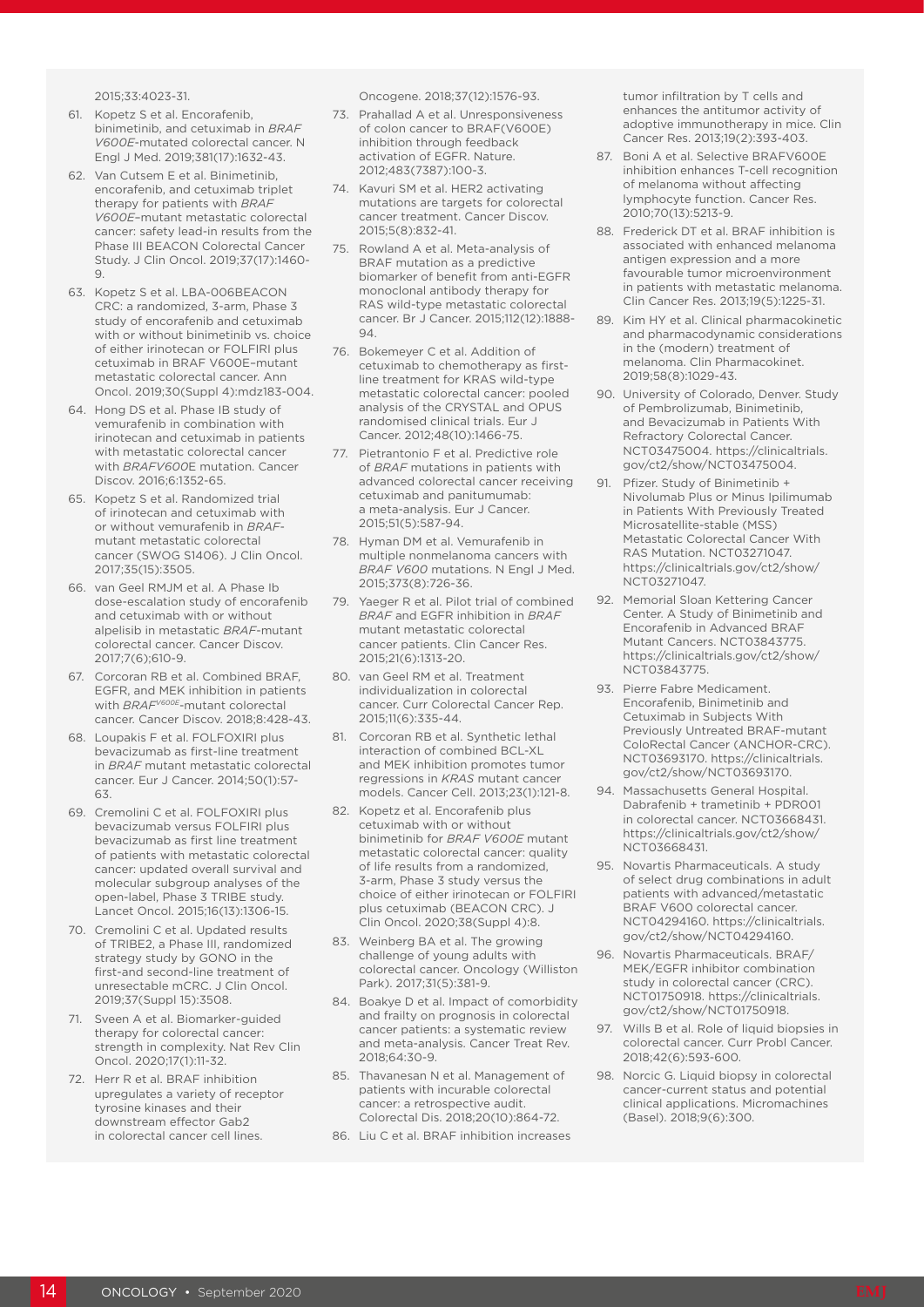2015;33:4023-31.

61. Kopetz S et al. Encorafenib, binimetinib, and cetuximab in *BRAF V600E*-mutated colorectal cancer. N Engl J Med. 2019;381(17):1632-43.
62. Van Cutsem E et al. Binimetinib, encorafenib, and cetuximab triplet therapy for patients with *BRAF V600E*–mutant metastatic colorectal cancer: safety lead-in results from the Phase III BEACON Colorectal Cancer Study. J Clin Oncol. 2019;37(17):1460-9.
63. Kopetz S et al. LBA-006BEACON CRC: a randomized, 3-arm, Phase 3 study of encorafenib and cetuximab with or without binimetinib vs. choice of either irinotecan or FOLFIRI plus cetuximab in BRAF V600E–mutant metastatic colorectal cancer. Ann Oncol. 2019;30(Suppl 4):mdz183-004.
64. Hong DS et al. Phase IB study of vemurafenib in combination with irinotecan and cetuximab in patients with metastatic colorectal cancer with *BRAFV600E* mutation. Cancer Discov. 2016;6:1352-65.
65. Kopetz S et al. Randomized trial of irinotecan and cetuximab with or without vemurafenib in *BRAF*-mutant metastatic colorectal cancer (SWOG S1406). J Clin Oncol. 2017;35(15):3505.
66. van Geel RMJM et al. A Phase Ib dose-escalation study of encorafenib and cetuximab with or without alpelisib in metastatic *BRAF*-mutant colorectal cancer. Cancer Discov. 2017;7(6);610-9.
67. Corcoran RB et al. Combined BRAF, EGFR, and MEK inhibition in patients with *BRAF*$^{V600E}$-mutant colorectal cancer. Cancer Discov. 2018;8:428-43.
68. Loupakis F et al. FOLFOXIRI plus bevacizumab as first-line treatment in *BRAF* mutant metastatic colorectal cancer. Eur J Cancer. 2014;50(1):57-63.
69. Cremolini C et al. FOLFOXIRI plus bevacizumab versus FOLFIRI plus bevacizumab as first line treatment of patients with metastatic colorectal cancer: updated overall survival and molecular subgroup analyses of the open-label, Phase 3 TRIBE study. Lancet Oncol. 2015;16(13):1306-15.
70. Cremolini C et al. Updated results of TRIBE2, a Phase III, randomized strategy study by GONO in the first-and second-line treatment of unresectable mCRC. J Clin Oncol. 2019;37(Suppl 15):3508.
71. Sveen A et al. Biomarker-guided therapy for colorectal cancer: strength in complexity. Nat Rev Clin Oncol. 2020;17(1):11-32.
72. Herr R et al. BRAF inhibition upregulates a variety of receptor tyrosine kinases and their downstream effector Gab2 in colorectal cancer cell lines. Oncogene. 2018;37(12):1576-93.
73. Prahallad A et al. Unresponsiveness of colon cancer to BRAF(V600E) inhibition through feedback activation of EGFR. Nature. 2012;483(7387):100-3.
74. Kavuri SM et al. HER2 activating mutations are targets for colorectal cancer treatment. Cancer Discov. 2015;5(8):832-41.
75. Rowland A et al. Meta-analysis of BRAF mutation as a predictive biomarker of benefit from anti-EGFR monoclonal antibody therapy for RAS wild-type metastatic colorectal cancer. Br J Cancer. 2015;112(12):1888-94.
76. Bokemeyer C et al. Addition of cetuximab to chemotherapy as first-line treatment for KRAS wild-type metastatic colorectal cancer: pooled analysis of the CRYSTAL and OPUS randomised clinical trials. Eur J Cancer. 2012;48(10):1466-75.
77. Pietrantonio F et al. Predictive role of *BRAF* mutations in patients with advanced colorectal cancer receiving cetuximab and panitumumab: a meta-analysis. Eur J Cancer. 2015;51(5):587-94.
78. Hyman DM et al. Vemurafenib in multiple nonmelanoma cancers with *BRAF V600* mutations. N Engl J Med. 2015;373(8):726-36.
79. Yaeger R et al. Pilot trial of combined *BRAF* and EGFR inhibition in *BRAF* mutant metastatic colorectal cancer patients. Clin Cancer Res. 2015;21(6):1313-20.
80. van Geel RM et al. Treatment individualization in colorectal cancer. Curr Colorectal Cancer Rep. 2015;11(6):335-44.
81. Corcoran RB et al. Synthetic lethal interaction of combined BCL-XL and MEK inhibition promotes tumor regressions in *KRAS* mutant cancer models. Cancer Cell. 2013;23(1):121-8.
82. Kopetz et al. Encorafenib plus cetuximab with or without binimetinib for *BRAF V600E* mutant metastatic colorectal cancer: quality of life results from a randomized, 3-arm, Phase 3 study versus the choice of either irinotecan or FOLFIRI plus cetuximab (BEACON CRC). J Clin Oncol. 2020;38(Suppl 4):8.
83. Weinberg BA et al. The growing challenge of young adults with colorectal cancer. Oncology (Williston Park). 2017;31(5):381-9.
84. Boakye D et al. Impact of comorbidity and frailty on prognosis in colorectal cancer patients: a systematic review and meta-analysis. Cancer Treat Rev. 2018;64:30-9.
85. Thavanesan N et al. Management of patients with incurable colorectal cancer: a retrospective audit. Colorectal Dis. 2018;20(10):864-72.
86. Liu C et al. BRAF inhibition increases tumor infiltration by T cells and enhances the antitumor activity of adoptive immunotherapy in mice. Clin Cancer Res. 2013;19(2):393-403.
87. Boni A et al. Selective BRAFV600E inhibition enhances T-cell recognition of melanoma without affecting lymphocyte function. Cancer Res. 2010;70(13):5213-9.
88. Frederick DT et al. BRAF inhibition is associated with enhanced melanoma antigen expression and a more favourable tumor microenvironment in patients with metastatic melanoma. Clin Cancer Res. 2013;19(5):1225-31.
89. Kim HY et al. Clinical pharmacokinetic and pharmacodynamic considerations in the (modern) treatment of melanoma. Clin Pharmacokinet. 2019;58(8):1029-43.
90. University of Colorado, Denver. Study of Pembrolizumab, Binimetinib, and Bevacizumab in Patients With Refractory Colorectal Cancer. NCT03475004. https://clinicaltrials.gov/ct2/show/NCT03475004.
91. Pfizer. Study of Binimetinib + Nivolumab Plus or Minus Ipilimumab in Patients With Previously Treated Microsatellite-stable (MSS) Metastatic Colorectal Cancer With RAS Mutation. NCT03271047. https://clinicaltrials.gov/ct2/show/NCT03271047.
92. Memorial Sloan Kettering Cancer Center. A Study of Binimetinib and Encorafenib in Advanced BRAF Mutant Cancers. NCT03843775. https://clinicaltrials.gov/ct2/show/NCT03843775.
93. Pierre Fabre Medicament. Encorafenib, Binimetinib and Cetuximab in Subjects With Previously Untreated BRAF-mutant ColoRectal Cancer (ANCHOR-CRC). NCT03693170. https://clinicaltrials.gov/ct2/show/NCT03693170.
94. Massachusetts General Hospital. Dabrafenib + trametinib + PDR001 in colorectal cancer. NCT03668431. https://clinicaltrials.gov/ct2/show/NCT03668431.
95. Novartis Pharmaceuticals. A study of select drug combinations in adult patients with advanced/metastatic BRAF V600 colorectal cancer. NCT04294160. https://clinicaltrials.gov/ct2/show/NCT04294160.
96. Novartis Pharmaceuticals. BRAF/MEK/EGFR inhibitor combination study in colorectal cancer (CRC). NCT01750918. https://clinicaltrials.gov/ct2/show/NCT01750918.
97. Wills B et al. Role of liquid biopsies in colorectal cancer. Curr Probl Cancer. 2018;42(6):593-600.
98. Norcic G. Liquid biopsy in colorectal cancer-current status and potential clinical applications. Micromachines (Basel). 2018;9(6):300.